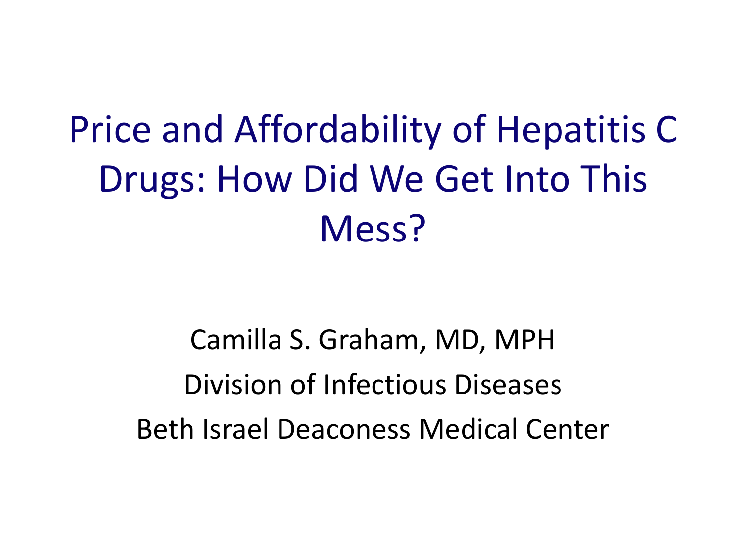# Price and Affordability of Hepatitis C Drugs: How Did We Get Into This Mess?

Camilla S. Graham, MD, MPH

Division of Infectious Diseases

Beth Israel Deaconess Medical Center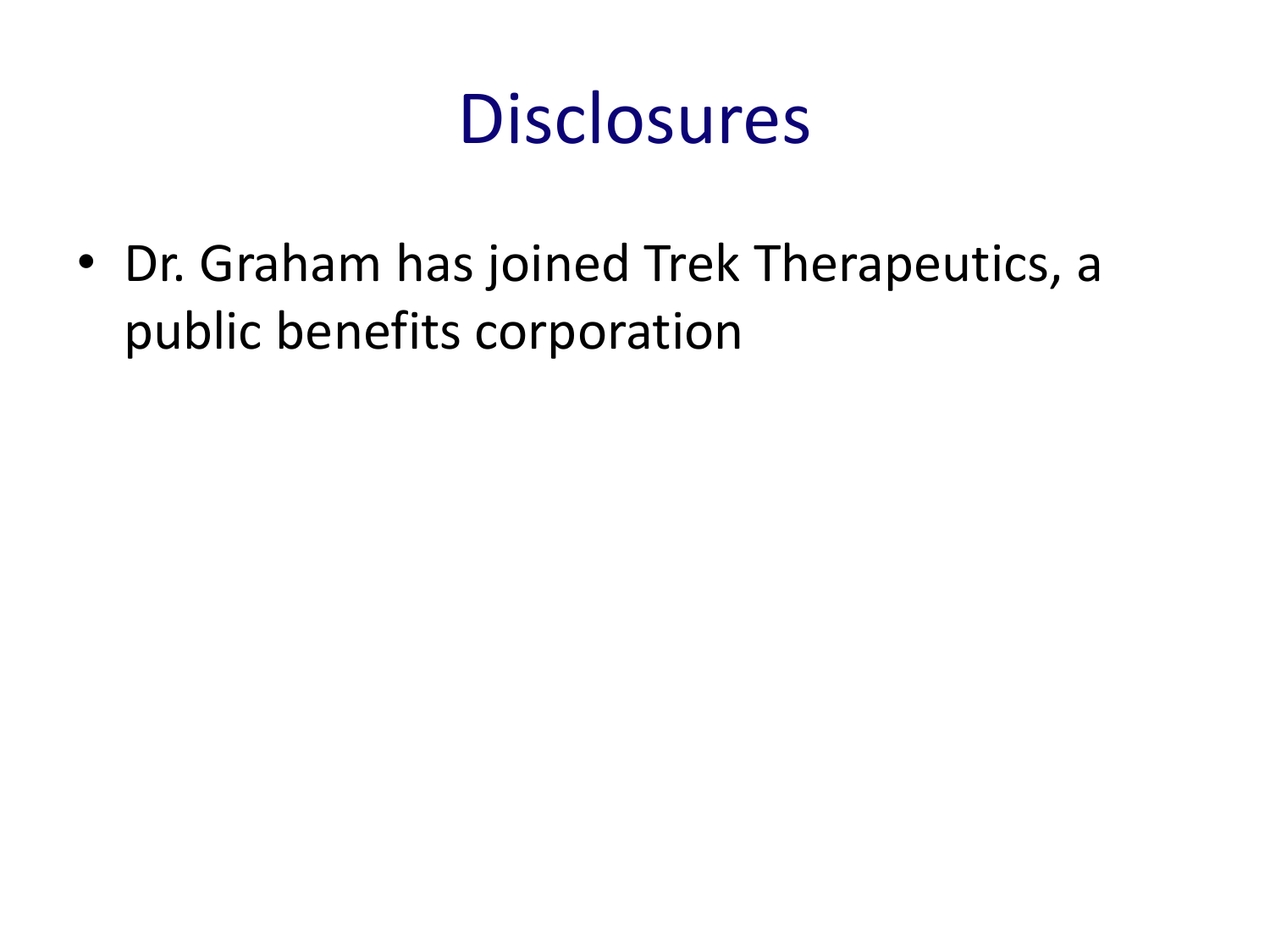# Disclosures

- Dr. Graham has joined Trek Therapeutics, a public benefits corporation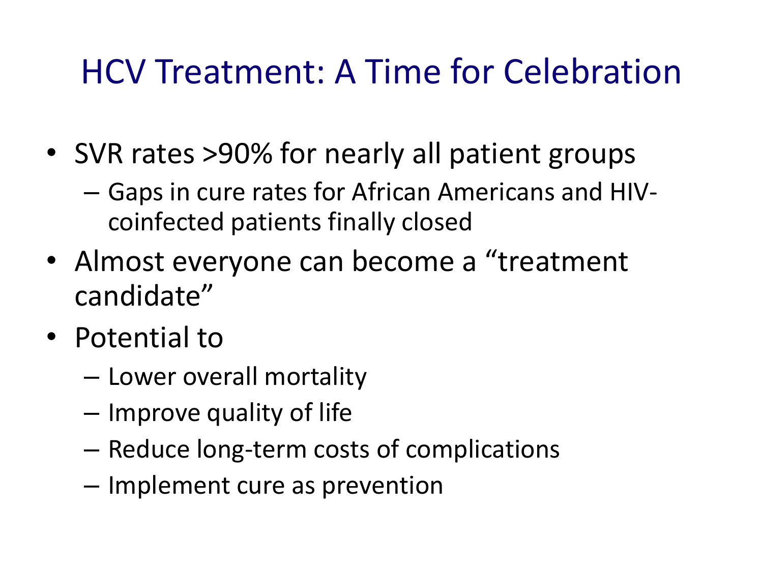# HCV Treatment: A Time for Celebration

- SVR rates >90% for nearly all patient groups
  - Gaps in cure rates for African Americans and HIV-coinfected patients finally closed
- Almost everyone can become a "treatment candidate"
- Potential to
  - Lower overall mortality
  - Improve quality of life
  - Reduce long-term costs of complications
  - Implement cure as prevention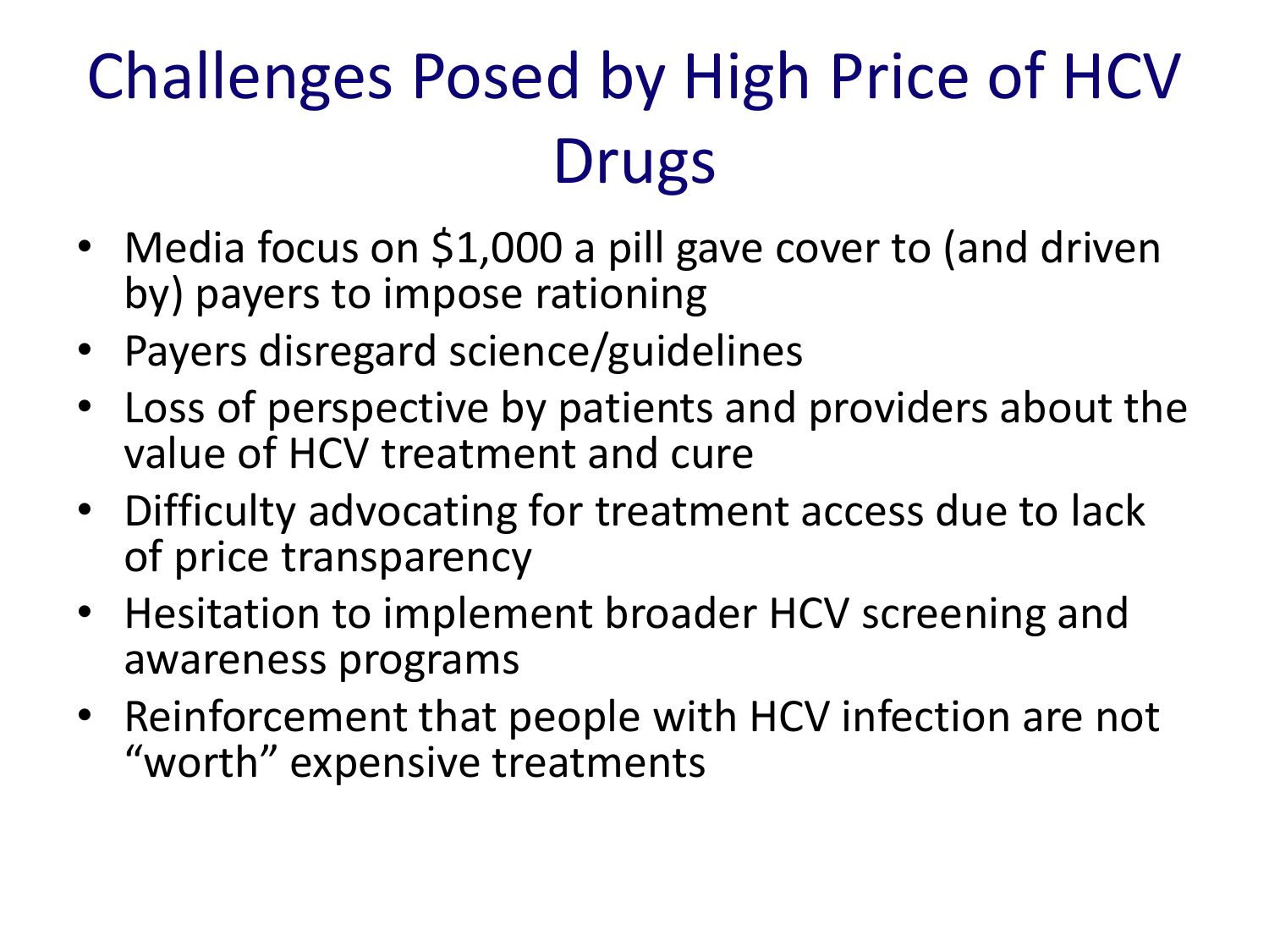# Challenges Posed by High Price of HCV Drugs

- Media focus on $1,000 a pill gave cover to (and driven by) payers to impose rationing
- Payers disregard science/guidelines
- Loss of perspective by patients and providers about the value of HCV treatment and cure
- Difficulty advocating for treatment access due to lack of price transparency
- Hesitation to implement broader HCV screening and awareness programs
- Reinforcement that people with HCV infection are not “worth” expensive treatments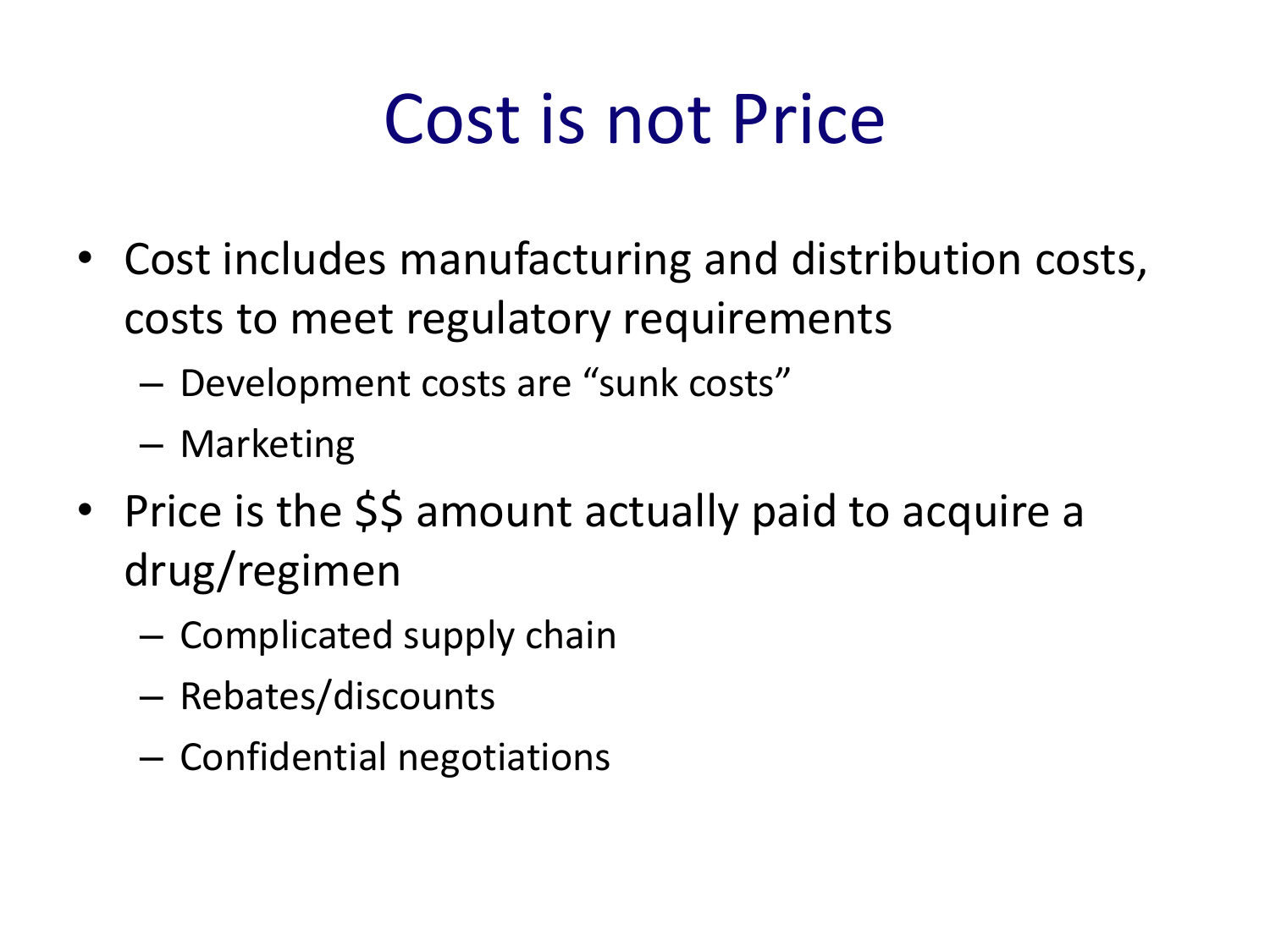# Cost is not Price

- Cost includes manufacturing and distribution costs, costs to meet regulatory requirements
  - Development costs are "sunk costs"
  - Marketing
- Price is the $$ amount actually paid to acquire a drug/regimen
  - Complicated supply chain
  - Rebates/discounts
  - Confidential negotiations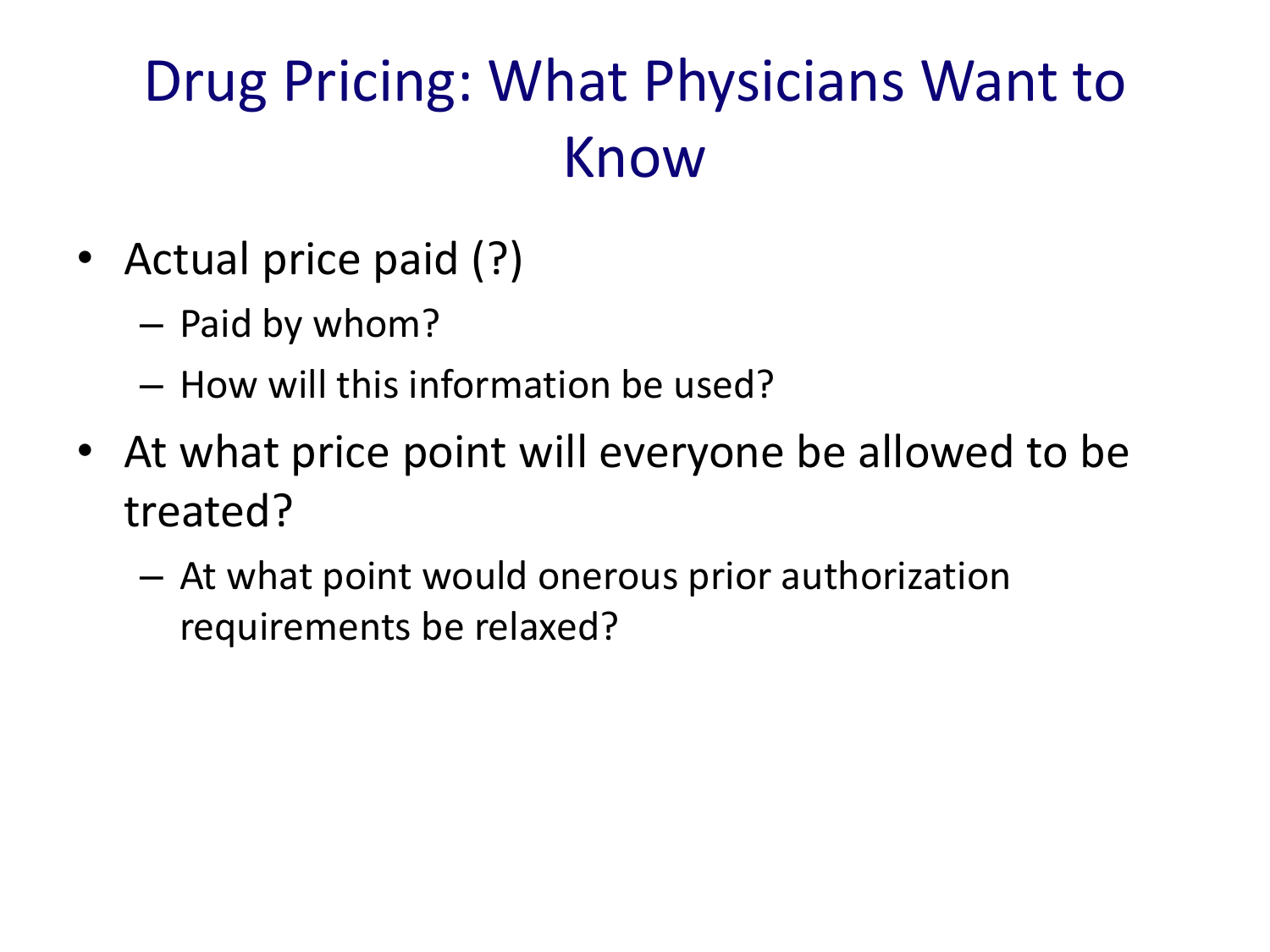# Drug Pricing: What Physicians Want to Know

- Actual price paid (?)
  - Paid by whom?
  - How will this information be used?
- At what price point will everyone be allowed to be treated?
  - At what point would onerous prior authorization requirements be relaxed?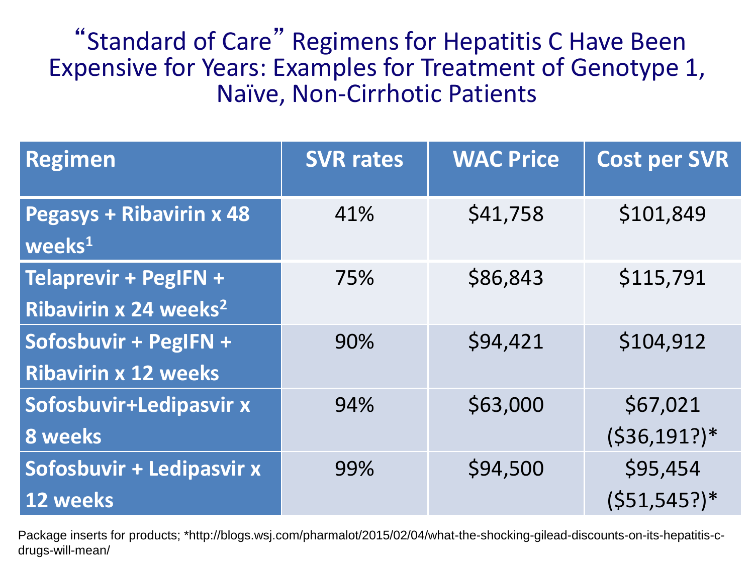# "Standard of Care" Regimens for Hepatitis C Have Been Expensive for Years: Examples for Treatment of Genotype 1, Naïve, Non-Cirrhotic Patients

| Regimen | SVR rates | WAC Price | Cost per SVR |
|---|---|---|---|
| Pegasys + Ribavirin x 48 weeks[1] | 41% | $41,758 | $101,849 |
| Telaprevir + PegIFN + Ribavirin x 24 weeks[2] | 75% | $86,843 | $115,791 |
| Sofosbuvir + PegIFN + Ribavirin x 12 weeks | 90% | $94,421 | $104,912 |
| Sofosbuvir+Ledipasvir x 8 weeks | 94% | $63,000 | $67,021 ($36,191?)* |
| Sofosbuvir + Ledipasvir x 12 weeks | 99% | $94,500 | $95,454 ($51,545?)* |

Package inserts for products; *http://blogs.wsj.com/pharmalot/2015/02/04/what-the-shocking-gilead-discounts-on-its-hepatitis-c-drugs-will-mean/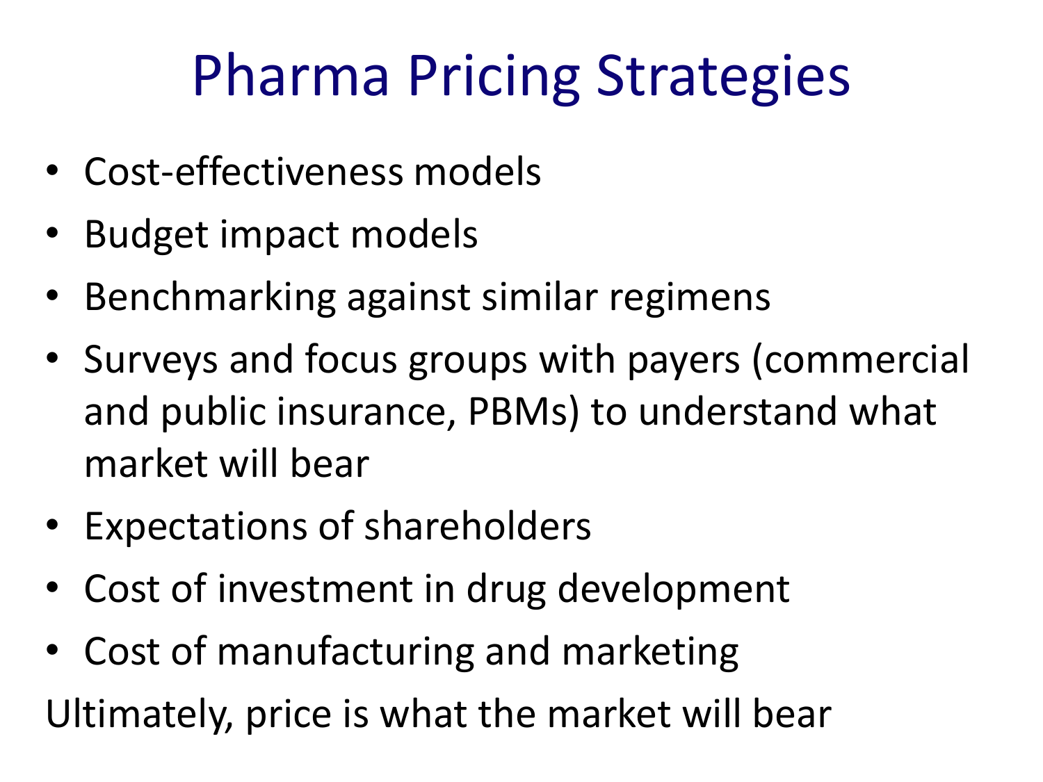# Pharma Pricing Strategies

- Cost-effectiveness models
- Budget impact models
- Benchmarking against similar regimens
- Surveys and focus groups with payers (commercial and public insurance, PBMs) to understand what market will bear
- Expectations of shareholders
- Cost of investment in drug development
- Cost of manufacturing and marketing

Ultimately, price is what the market will bear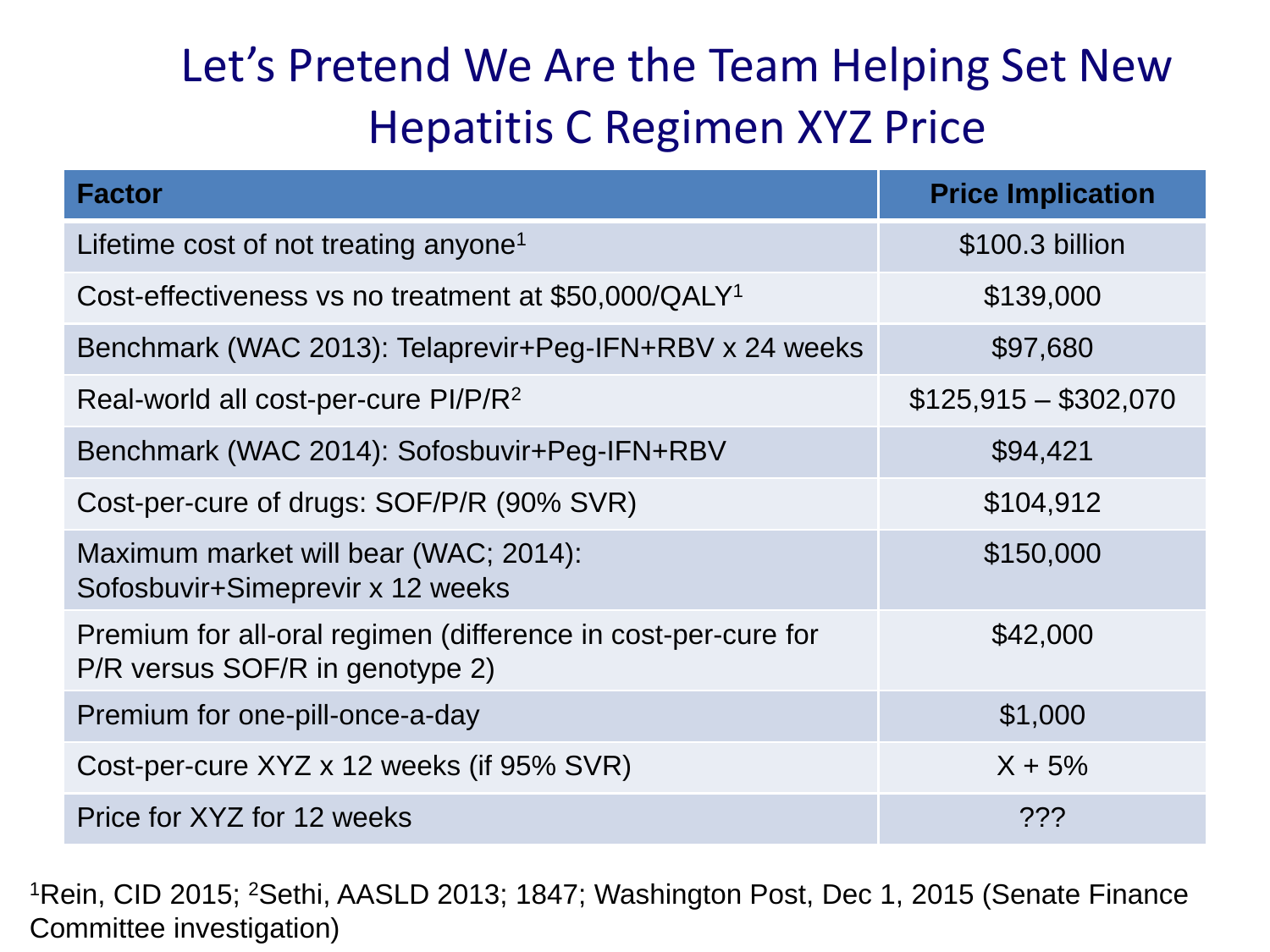# Let's Pretend We Are the Team Helping Set New Hepatitis C Regimen XYZ Price

| Factor | Price Implication |
| --- | --- |
| Lifetime cost of not treating anyone[1] | $100.3 billion |
| Cost-effectiveness vs no treatment at $50,000/QALY[1] | $139,000 |
| Benchmark (WAC 2013): Telaprevir+Peg-IFN+RBV x 24 weeks | $97,680 |
| Real-world all cost-per-cure PI/P/R[2] | $125,915 – $302,070 |
| Benchmark (WAC 2014): Sofosbuvir+Peg-IFN+RBV | $94,421 |
| Cost-per-cure of drugs: SOF/P/R (90% SVR) | $104,912 |
| Maximum market will bear (WAC; 2014): Sofosbuvir+Simeprevir x 12 weeks | $150,000 |
| Premium for all-oral regimen (difference in cost-per-cure for P/R versus SOF/R in genotype 2) | $42,000 |
| Premium for one-pill-once-a-day | $1,000 |
| Cost-per-cure XYZ x 12 weeks (if 95% SVR) | X + 5% |
| Price for XYZ for 12 weeks | ??? |

[1]Rein, CID 2015; [2]Sethi, AASLD 2013; 1847; Washington Post, Dec 1, 2015 (Senate Finance Committee investigation)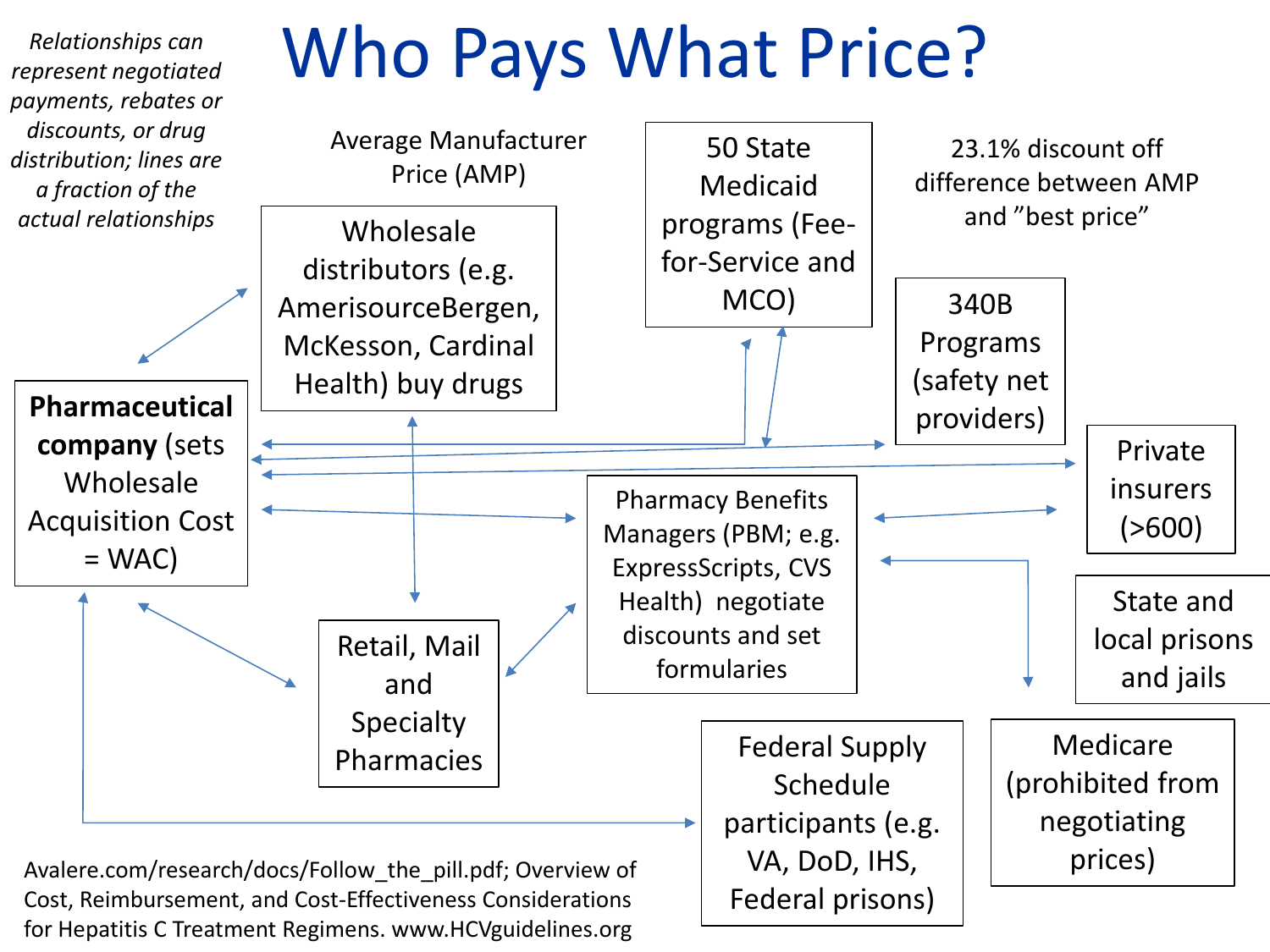# Who Pays What Price?

*Relationships can represent negotiated payments, rebates or discounts, or drug distribution; lines are a fraction of the actual relationships*

Average Manufacturer Price (AMP)

Wholesale distributors (e.g. AmerisourceBergen, McKesson, Cardinal Health) buy drugs

50 State Medicaid programs (Fee-for-Service and MCO)

23.1% discount off difference between AMP and "best price"

340B Programs (safety net providers)

**Pharmaceutical company** (sets Wholesale Acquisition Cost = WAC)

Private insurers (>600)

Pharmacy Benefits Managers (PBM; e.g. ExpressScripts, CVS Health) negotiate discounts and set formularies

State and local prisons and jails

Retail, Mail and Specialty Pharmacies

Federal Supply Schedule participants (e.g. VA, DoD, IHS, Federal prisons)

Medicare (prohibited from negotiating prices)

Avalere.com/research/docs/Follow_the_pill.pdf; Overview of Cost, Reimbursement, and Cost-Effectiveness Considerations for Hepatitis C Treatment Regimens. www.HCVguidelines.org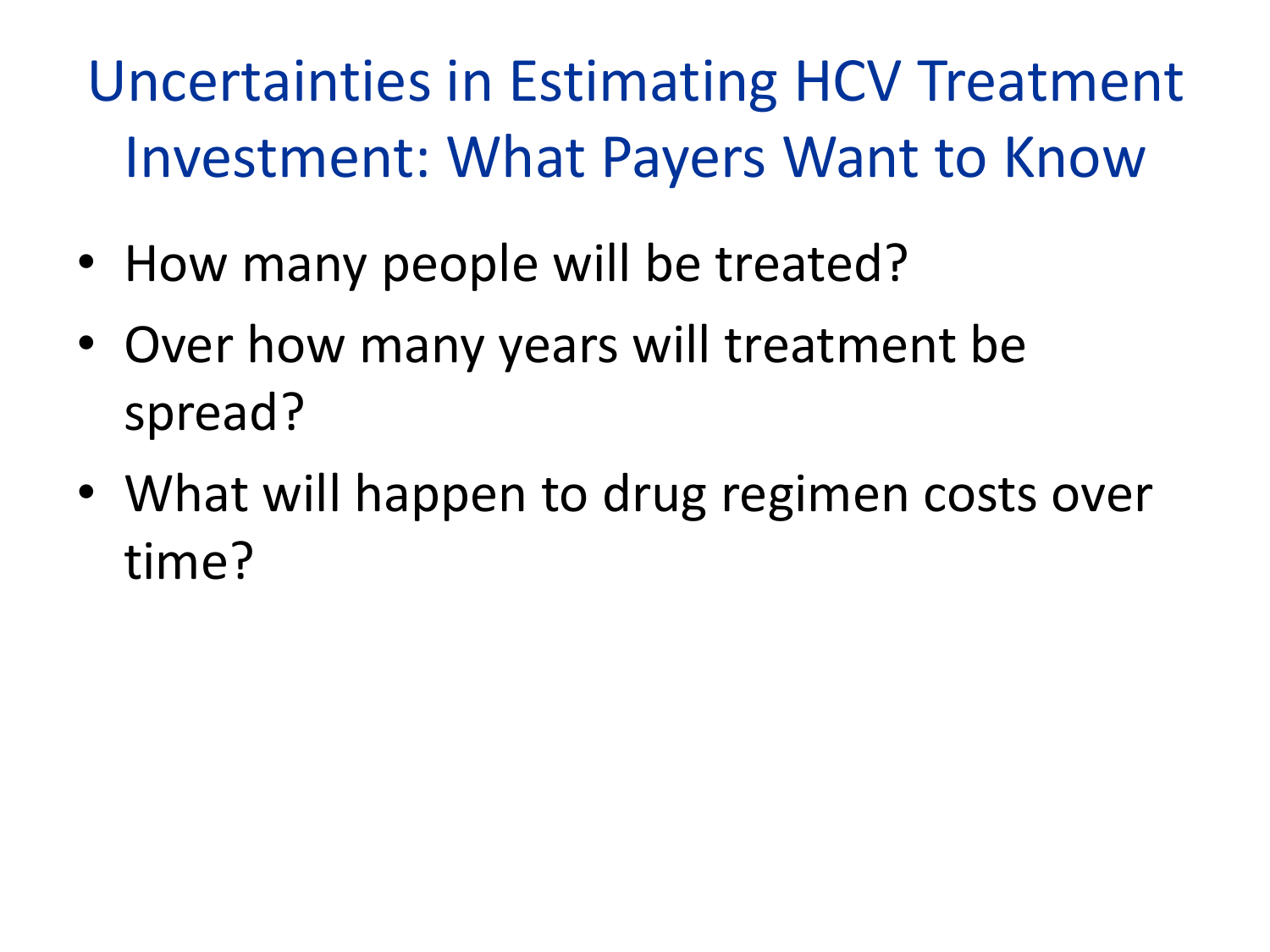# Uncertainties in Estimating HCV Treatment Investment: What Payers Want to Know

- How many people will be treated?
- Over how many years will treatment be spread?
- What will happen to drug regimen costs over time?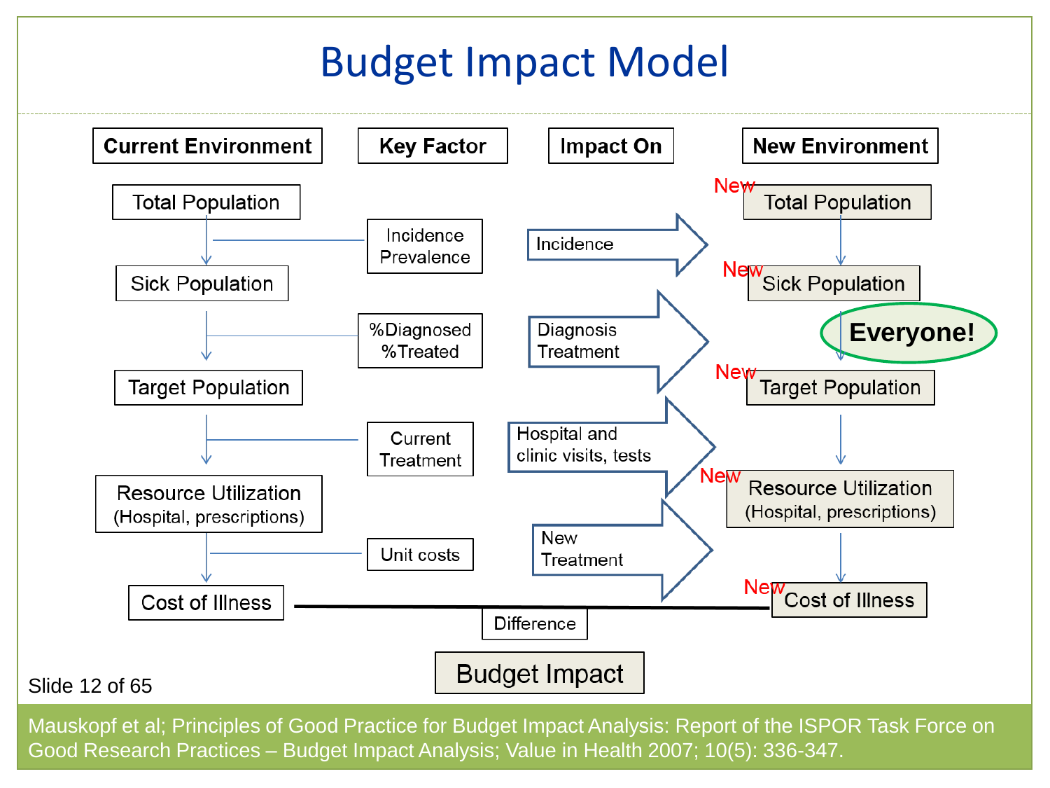# Budget Impact Model

| Current Environment | Key Factor | Impact On | New Environment |
|---|---|---|---|
| Total Population | Incidence Prevalence | Incidence | New Total Population |
| Sick Population | %Diagnosed %Treated | Diagnosis Treatment | New Sick Population |
| Target Population | Current Treatment | Hospital and clinic visits, tests | New Target Population |
| Resource Utilization (Hospital, prescriptions) | Unit costs | New Treatment | New Resource Utilization (Hospital, prescriptions) |
| Cost of Illness | | | New Cost of Illness |

Everyone!

Difference

Budget Impact

Mauskopf et al; Principles of Good Practice for Budget Impact Analysis: Report of the ISPOR Task Force on Good Research Practices – Budget Impact Analysis; Value in Health 2007; 10(5): 336-347.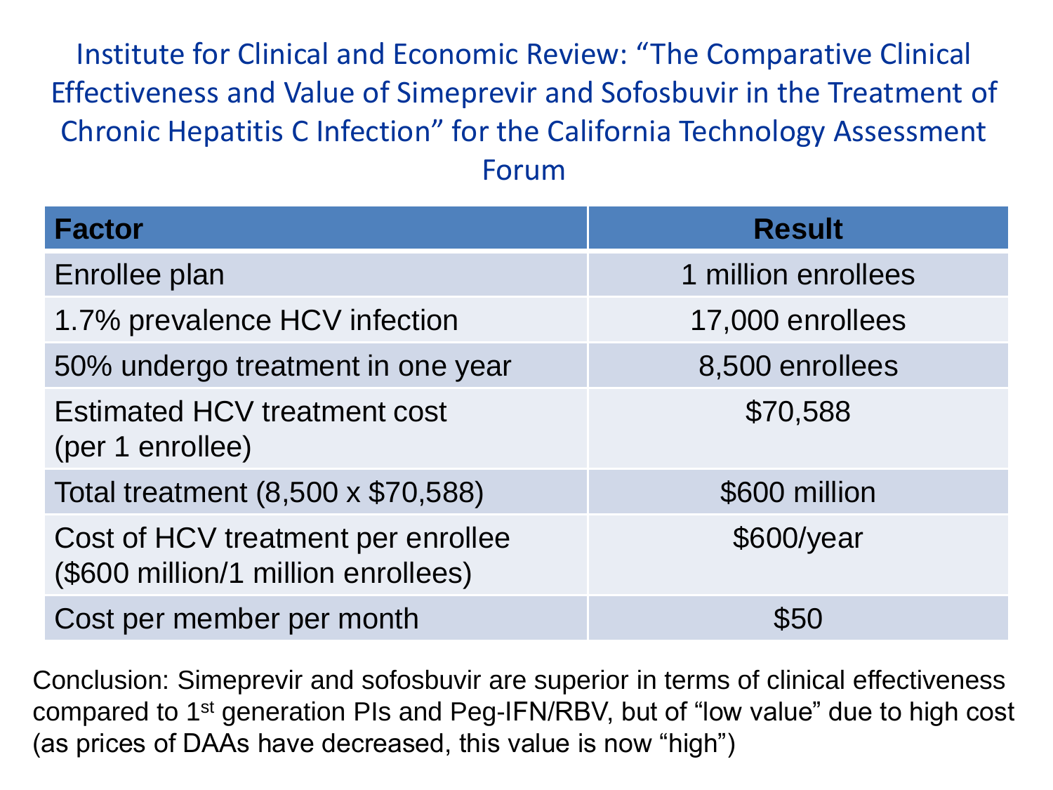# Institute for Clinical and Economic Review: "The Comparative Clinical Effectiveness and Value of Simeprevir and Sofosbuvir in the Treatment of Chronic Hepatitis C Infection" for the California Technology Assessment Forum

| Factor | Result |
|---|---|
| Enrollee plan | 1 million enrollees |
| 1.7% prevalence HCV infection | 17,000 enrollees |
| 50% undergo treatment in one year | 8,500 enrollees |
| Estimated HCV treatment cost (per 1 enrollee) | $70,588 |
| Total treatment (8,500 x $70,588) | $600 million |
| Cost of HCV treatment per enrollee ($600 million/1 million enrollees) | $600/year |
| Cost per member per month | $50 |

Conclusion: Simeprevir and sofosbuvir are superior in terms of clinical effectiveness compared to 1st generation PIs and Peg-IFN/RBV, but of "low value" due to high cost (as prices of DAAs have decreased, this value is now "high")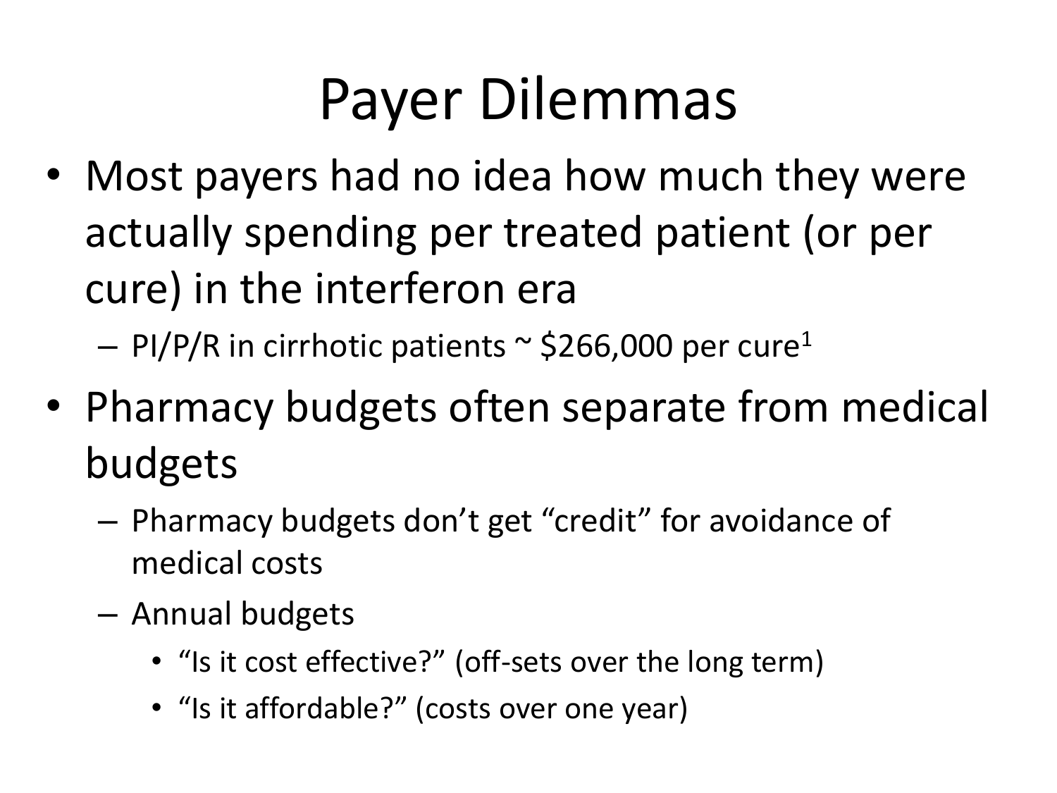# Payer Dilemmas

- Most payers had no idea how much they were actually spending per treated patient (or per cure) in the interferon era
  - PI/P/R in cirrhotic patients ~ $266,000 per cure[1]
- Pharmacy budgets often separate from medical budgets
  - Pharmacy budgets don't get "credit" for avoidance of medical costs
  - Annual budgets
    - "Is it cost effective?" (off-sets over the long term)
    - "Is it affordable?" (costs over one year)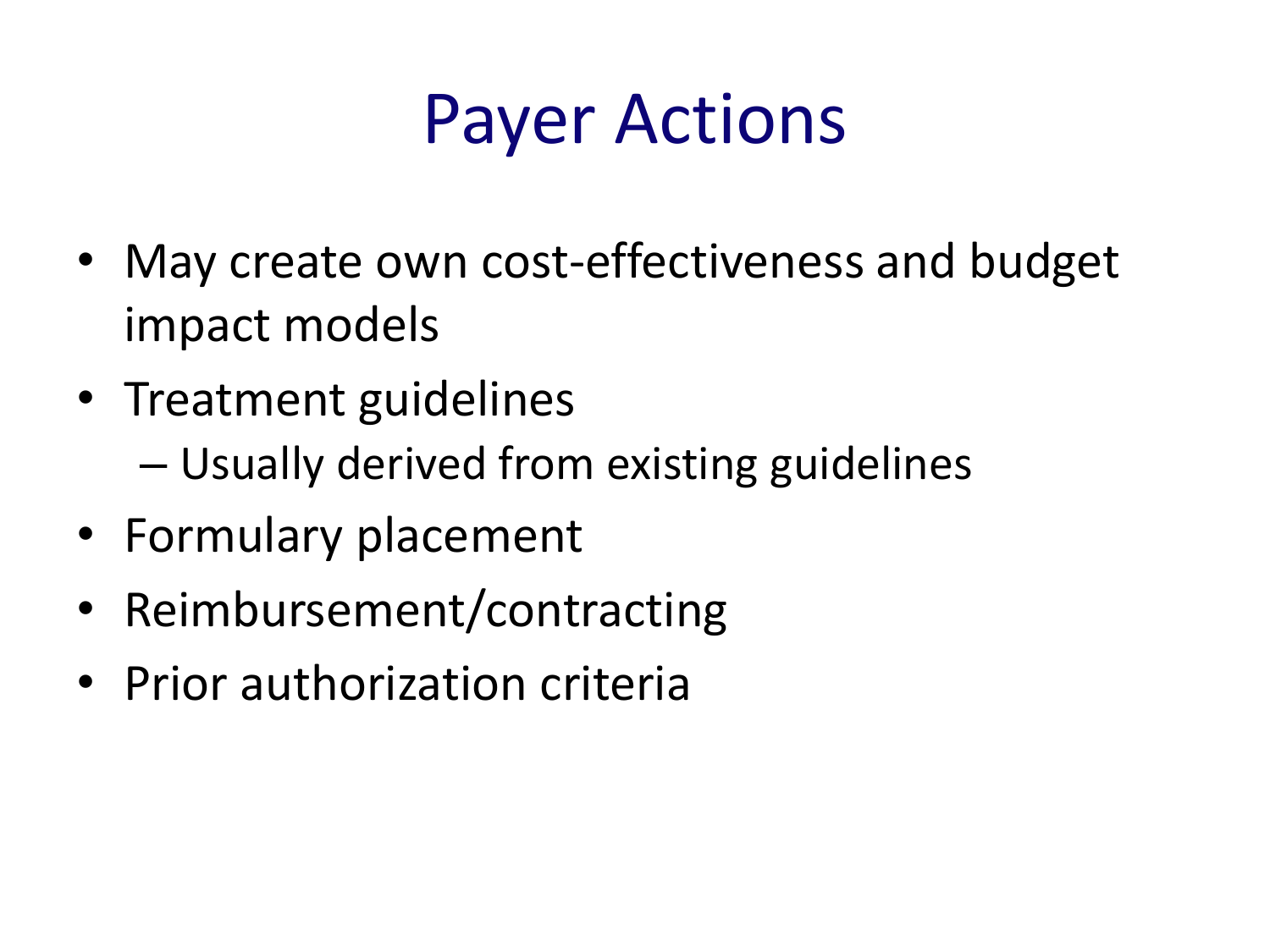# Payer Actions

- May create own cost-effectiveness and budget impact models
- Treatment guidelines
  - Usually derived from existing guidelines
- Formulary placement
- Reimbursement/contracting
- Prior authorization criteria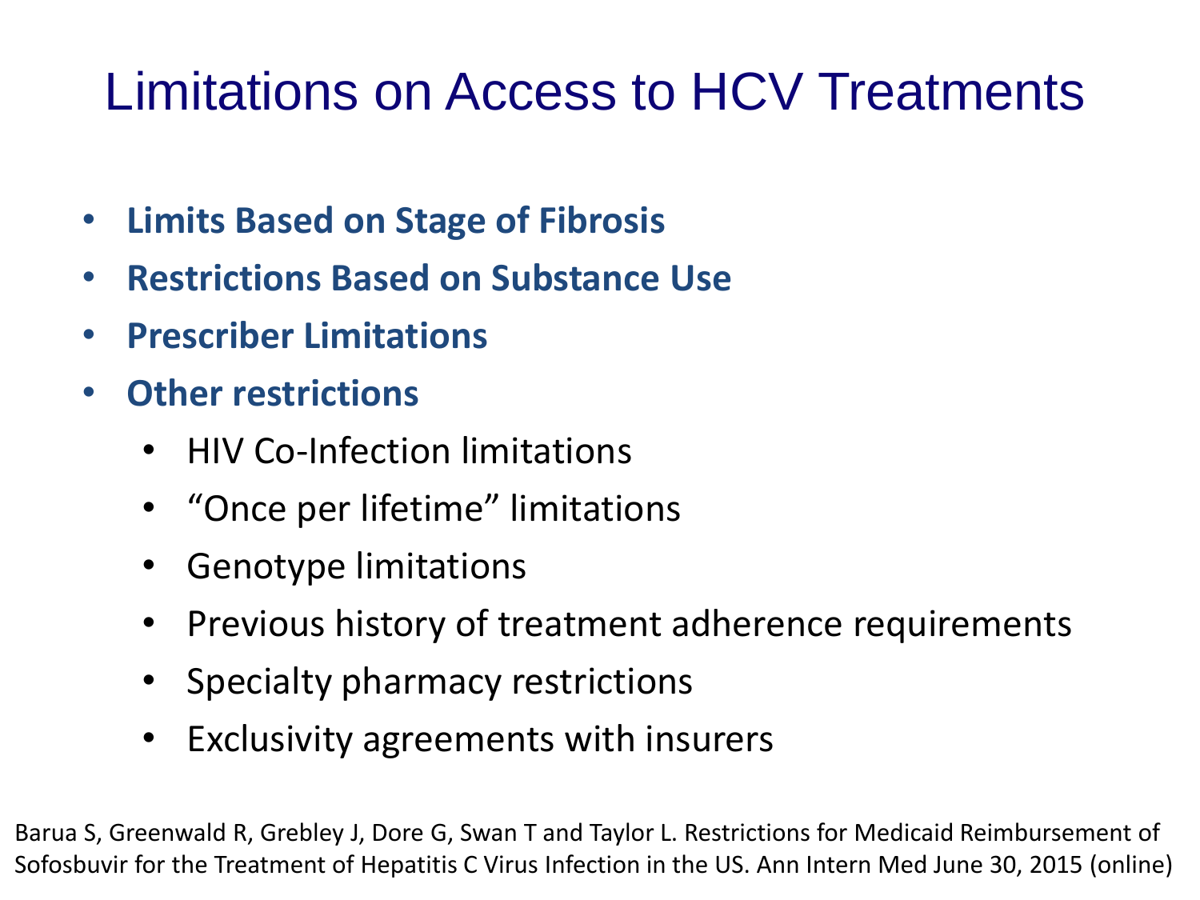# Limitations on Access to HCV Treatments

- **Limits Based on Stage of Fibrosis**
- **Restrictions Based on Substance Use**
- **Prescriber Limitations**
- **Other restrictions**
  - HIV Co-Infection limitations
  - "Once per lifetime" limitations
  - Genotype limitations
  - Previous history of treatment adherence requirements
  - Specialty pharmacy restrictions
  - Exclusivity agreements with insurers

Barua S, Greenwald R, Grebley J, Dore G, Swan T and Taylor L. Restrictions for Medicaid Reimbursement of Sofosbuvir for the Treatment of Hepatitis C Virus Infection in the US. Ann Intern Med June 30, 2015 (online)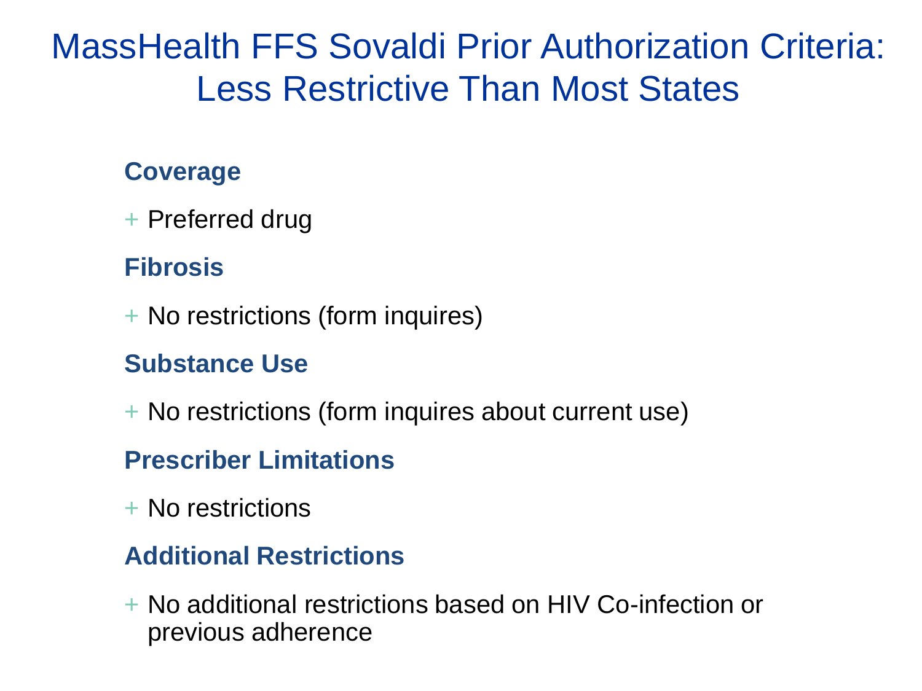# MassHealth FFS Sovaldi Prior Authorization Criteria: Less Restrictive Than Most States

**Coverage**

- Preferred drug

**Fibrosis**

- No restrictions (form inquires)

**Substance Use**

- No restrictions (form inquires about current use)

**Prescriber Limitations**

- No restrictions

**Additional Restrictions**

- No additional restrictions based on HIV Co-infection or previous adherence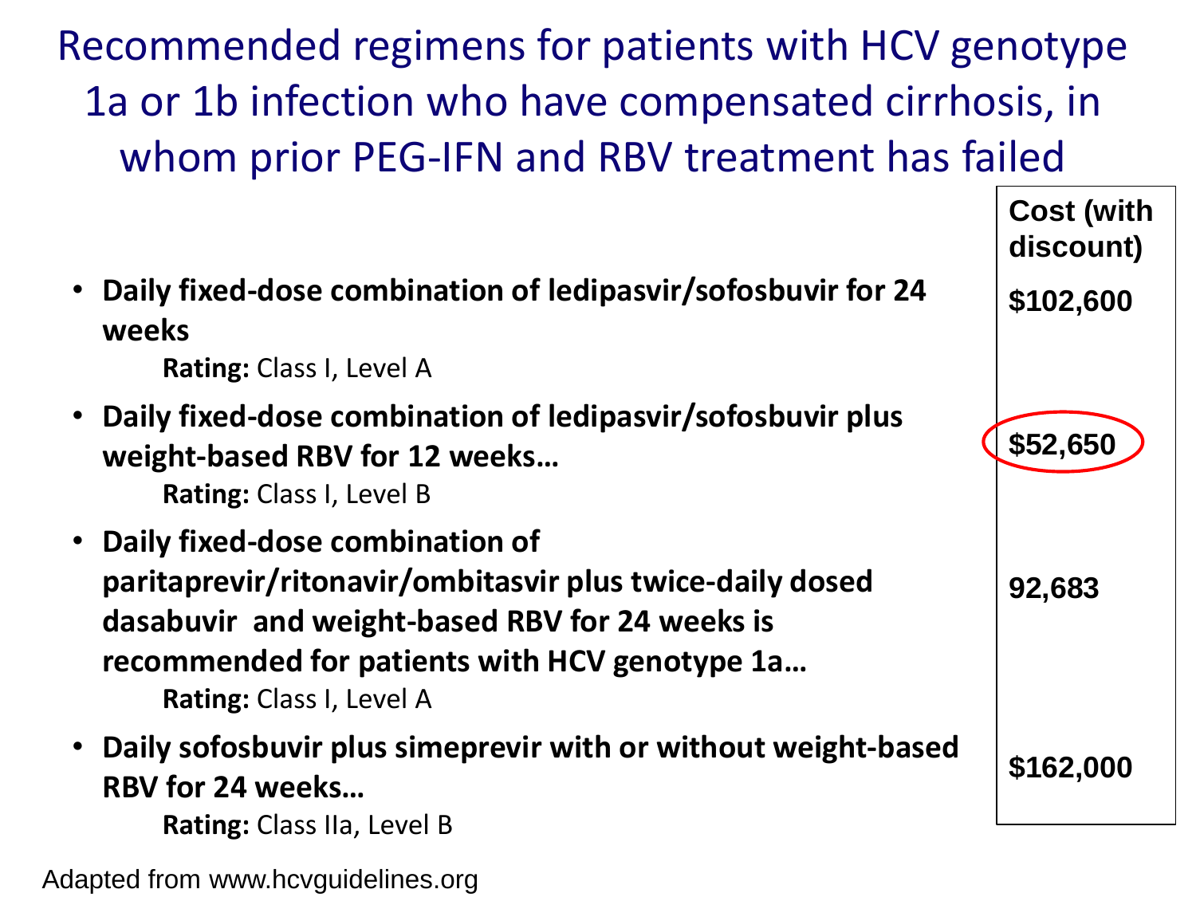# Recommended regimens for patients with HCV genotype 1a or 1b infection who have compensated cirrhosis, in whom prior PEG-IFN and RBV treatment has failed

| Regimen | Cost (with discount) |
|---|---|
| • **Daily fixed-dose combination of ledipasvir/sofosbuvir for 24 weeks**<br>**Rating:** Class I, Level A | $102,600 |
| • **Daily fixed-dose combination of ledipasvir/sofosbuvir plus weight-based RBV for 12 weeks…**<br>**Rating:** Class I, Level B | $52,650 |
| • **Daily fixed-dose combination of paritaprevir/ritonavir/ombitasvir plus twice-daily dosed dasabuvir and weight-based RBV for 24 weeks is recommended for patients with HCV genotype 1a…**<br>**Rating:** Class I, Level A | 92,683 |
| • **Daily sofosbuvir plus simeprevir with or without weight-based RBV for 24 weeks…**<br>**Rating:** Class IIa, Level B | $162,000 |

Adapted from www.hcvguidelines.org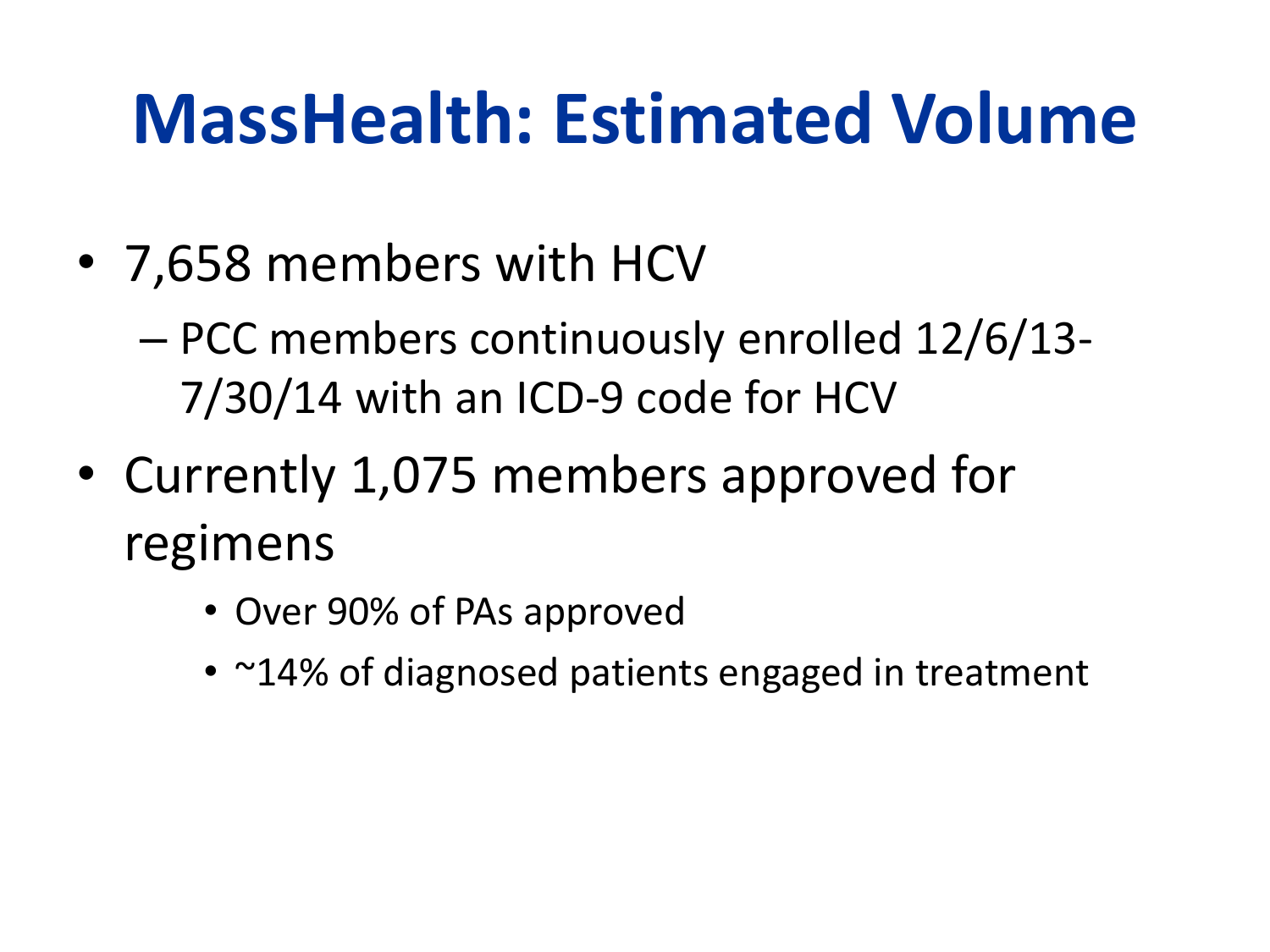# MassHealth: Estimated Volume

- 7,658 members with HCV
  - PCC members continuously enrolled 12/6/13-7/30/14 with an ICD-9 code for HCV
- Currently 1,075 members approved for regimens
  - Over 90% of PAs approved
  - ~14% of diagnosed patients engaged in treatment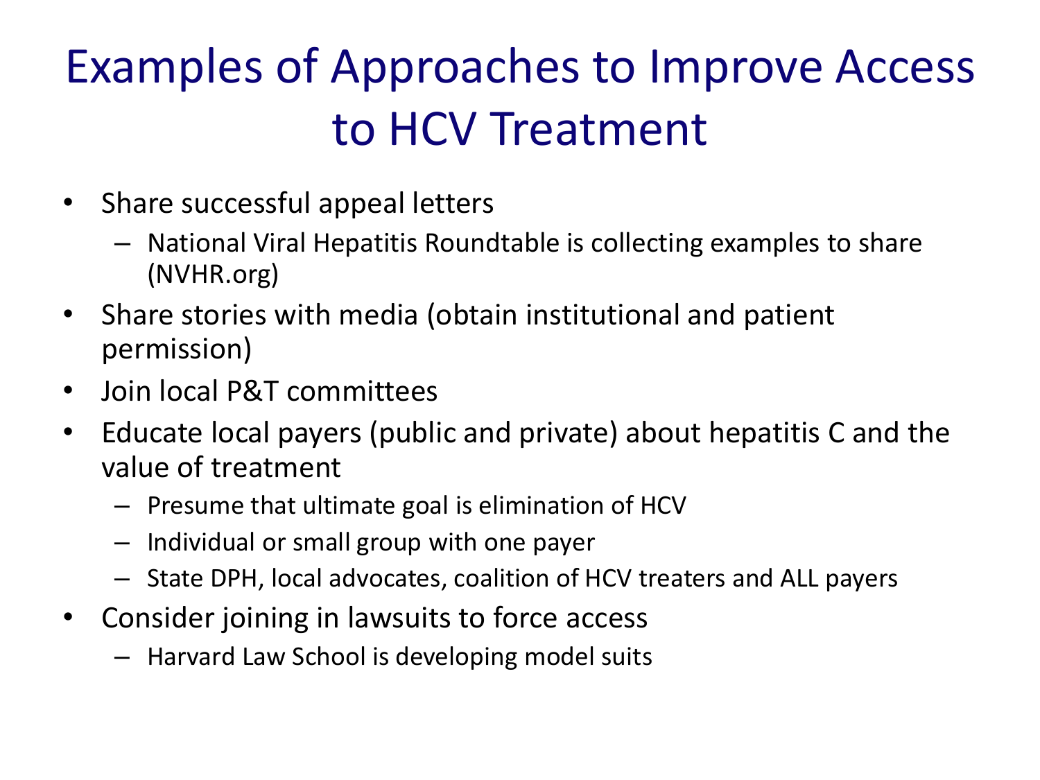# Examples of Approaches to Improve Access to HCV Treatment

- Share successful appeal letters
  - National Viral Hepatitis Roundtable is collecting examples to share (NVHR.org)
- Share stories with media (obtain institutional and patient permission)
- Join local P&T committees
- Educate local payers (public and private) about hepatitis C and the value of treatment
  - Presume that ultimate goal is elimination of HCV
  - Individual or small group with one payer
  - State DPH, local advocates, coalition of HCV treaters and ALL payers
- Consider joining in lawsuits to force access
  - Harvard Law School is developing model suits